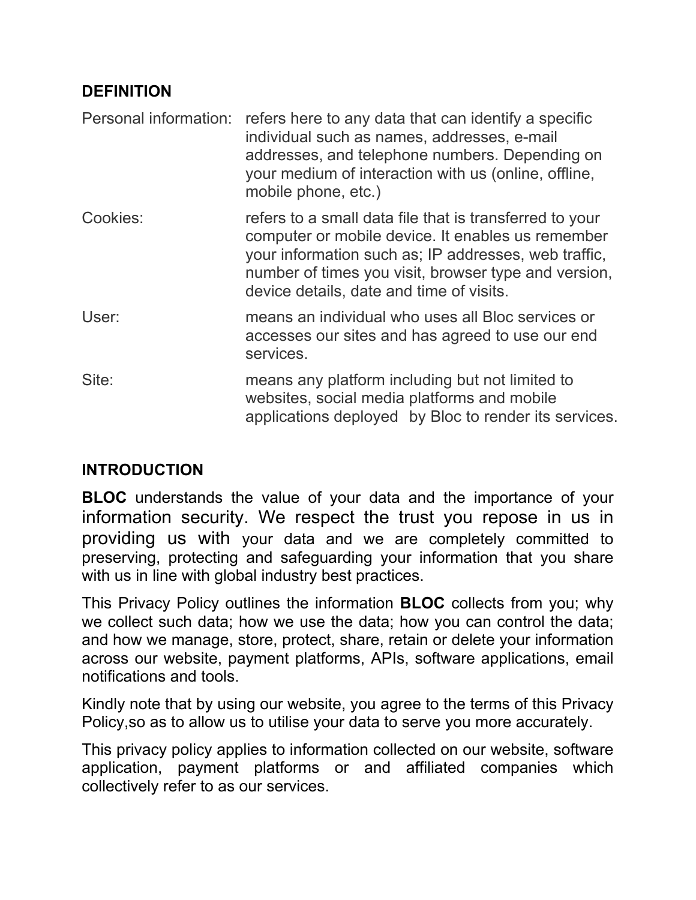## DEFINITION

| | |
|---|---|
| Personal information: | refers here to any data that can identify a specific individual such as names, addresses, e-mail addresses, and telephone numbers. Depending on your medium of interaction with us (online, offline, mobile phone, etc.) |
| Cookies: | refers to a small data file that is transferred to your computer or mobile device. It enables us remember your information such as; IP addresses, web traffic, number of times you visit, browser type and version, device details, date and time of visits. |
| User: | means an individual who uses all Bloc services or accesses our sites and has agreed to use our end services. |
| Site: | means any platform including but not limited to websites, social media platforms and mobile applications deployed by Bloc to render its services. |

## INTRODUCTION

**BLOC** understands the value of your data and the importance of your information security. We respect the trust you repose in us in providing us with your data and we are completely committed to preserving, protecting and safeguarding your information that you share with us in line with global industry best practices.

This Privacy Policy outlines the information **BLOC** collects from you; why we collect such data; how we use the data; how you can control the data; and how we manage, store, protect, share, retain or delete your information across our website, payment platforms, APIs, software applications, email notifications and tools.

Kindly note that by using our website, you agree to the terms of this Privacy Policy,so as to allow us to utilise your data to serve you more accurately.

This privacy policy applies to information collected on our website, software application, payment platforms or and affiliated companies which collectively refer to as our services.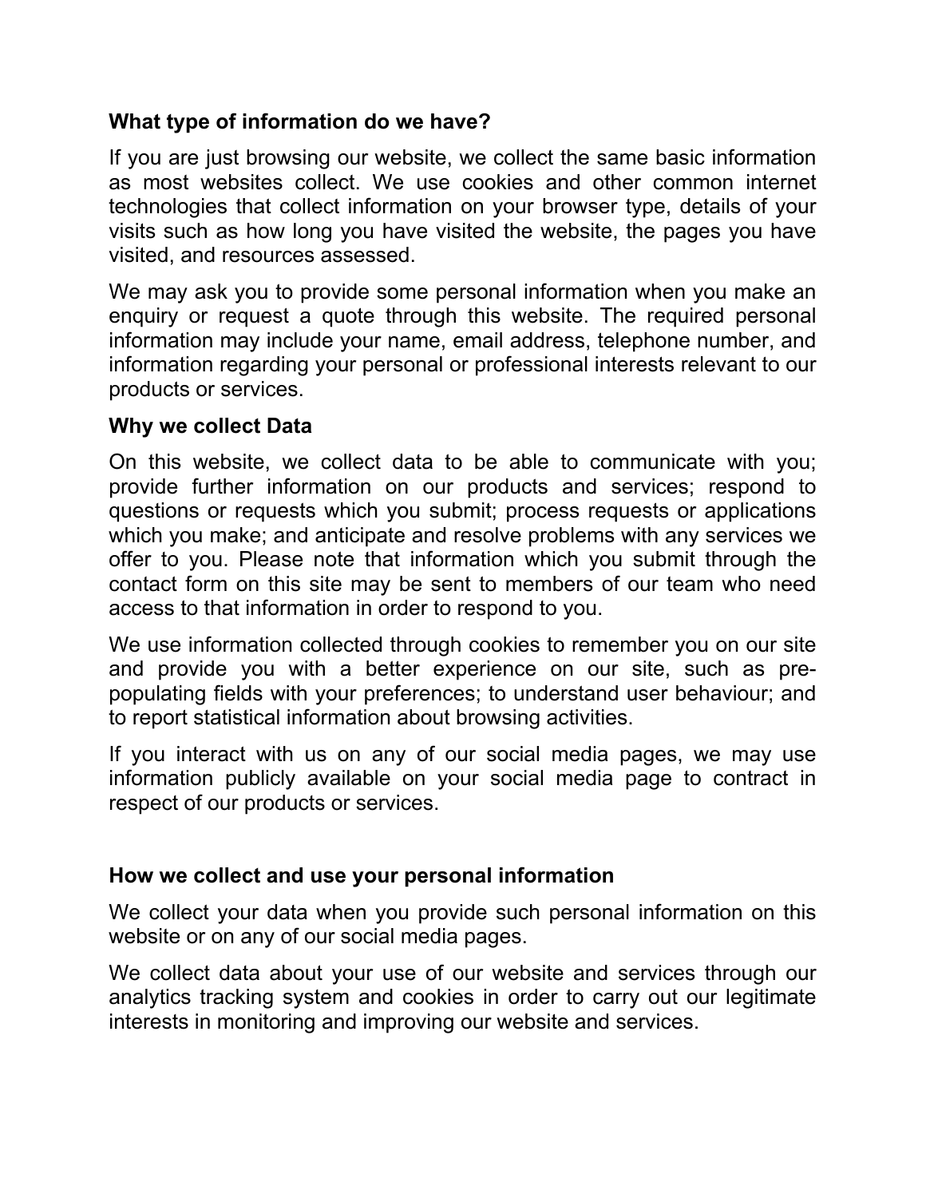**What type of information do we have?**

If you are just browsing our website, we collect the same basic information as most websites collect. We use cookies and other common internet technologies that collect information on your browser type, details of your visits such as how long you have visited the website, the pages you have visited, and resources assessed.

We may ask you to provide some personal information when you make an enquiry or request a quote through this website. The required personal information may include your name, email address, telephone number, and information regarding your personal or professional interests relevant to our products or services.

**Why we collect Data**

On this website, we collect data to be able to communicate with you; provide further information on our products and services; respond to questions or requests which you submit; process requests or applications which you make; and anticipate and resolve problems with any services we offer to you. Please note that information which you submit through the contact form on this site may be sent to members of our team who need access to that information in order to respond to you.

We use information collected through cookies to remember you on our site and provide you with a better experience on our site, such as pre-populating fields with your preferences; to understand user behaviour; and to report statistical information about browsing activities.

If you interact with us on any of our social media pages, we may use information publicly available on your social media page to contract in respect of our products or services.

**How we collect and use your personal information**

We collect your data when you provide such personal information on this website or on any of our social media pages.

We collect data about your use of our website and services through our analytics tracking system and cookies in order to carry out our legitimate interests in monitoring and improving our website and services.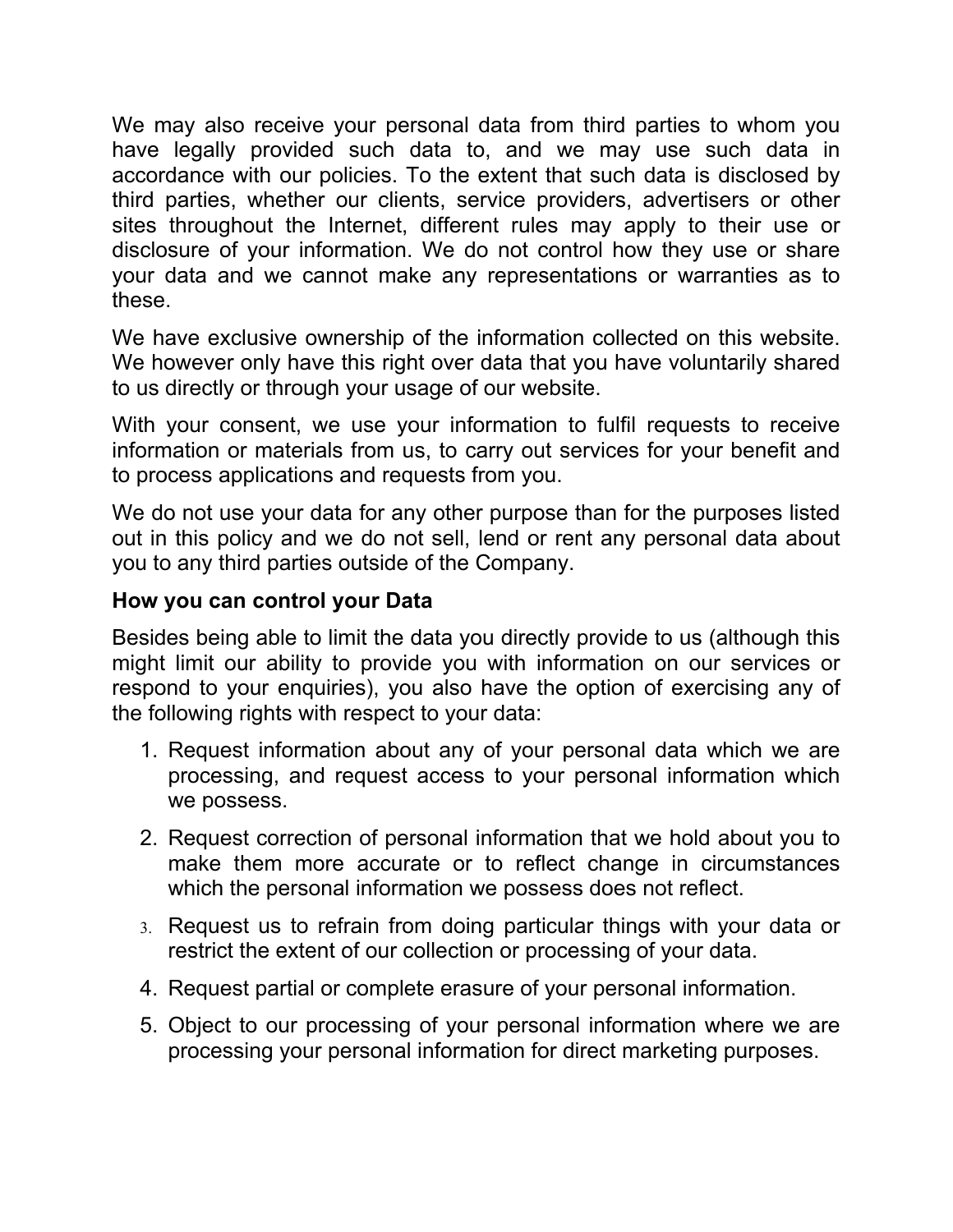We may also receive your personal data from third parties to whom you have legally provided such data to, and we may use such data in accordance with our policies. To the extent that such data is disclosed by third parties, whether our clients, service providers, advertisers or other sites throughout the Internet, different rules may apply to their use or disclosure of your information. We do not control how they use or share your data and we cannot make any representations or warranties as to these.

We have exclusive ownership of the information collected on this website. We however only have this right over data that you have voluntarily shared to us directly or through your usage of our website.

With your consent, we use your information to fulfil requests to receive information or materials from us, to carry out services for your benefit and to process applications and requests from you.

We do not use your data for any other purpose than for the purposes listed out in this policy and we do not sell, lend or rent any personal data about you to any third parties outside of the Company.

**How you can control your Data**

Besides being able to limit the data you directly provide to us (although this might limit our ability to provide you with information on our services or respond to your enquiries), you also have the option of exercising any of the following rights with respect to your data:

1. Request information about any of your personal data which we are processing, and request access to your personal information which we possess.
2. Request correction of personal information that we hold about you to make them more accurate or to reflect change in circumstances which the personal information we possess does not reflect.
3. Request us to refrain from doing particular things with your data or restrict the extent of our collection or processing of your data.
4. Request partial or complete erasure of your personal information.
5. Object to our processing of your personal information where we are processing your personal information for direct marketing purposes.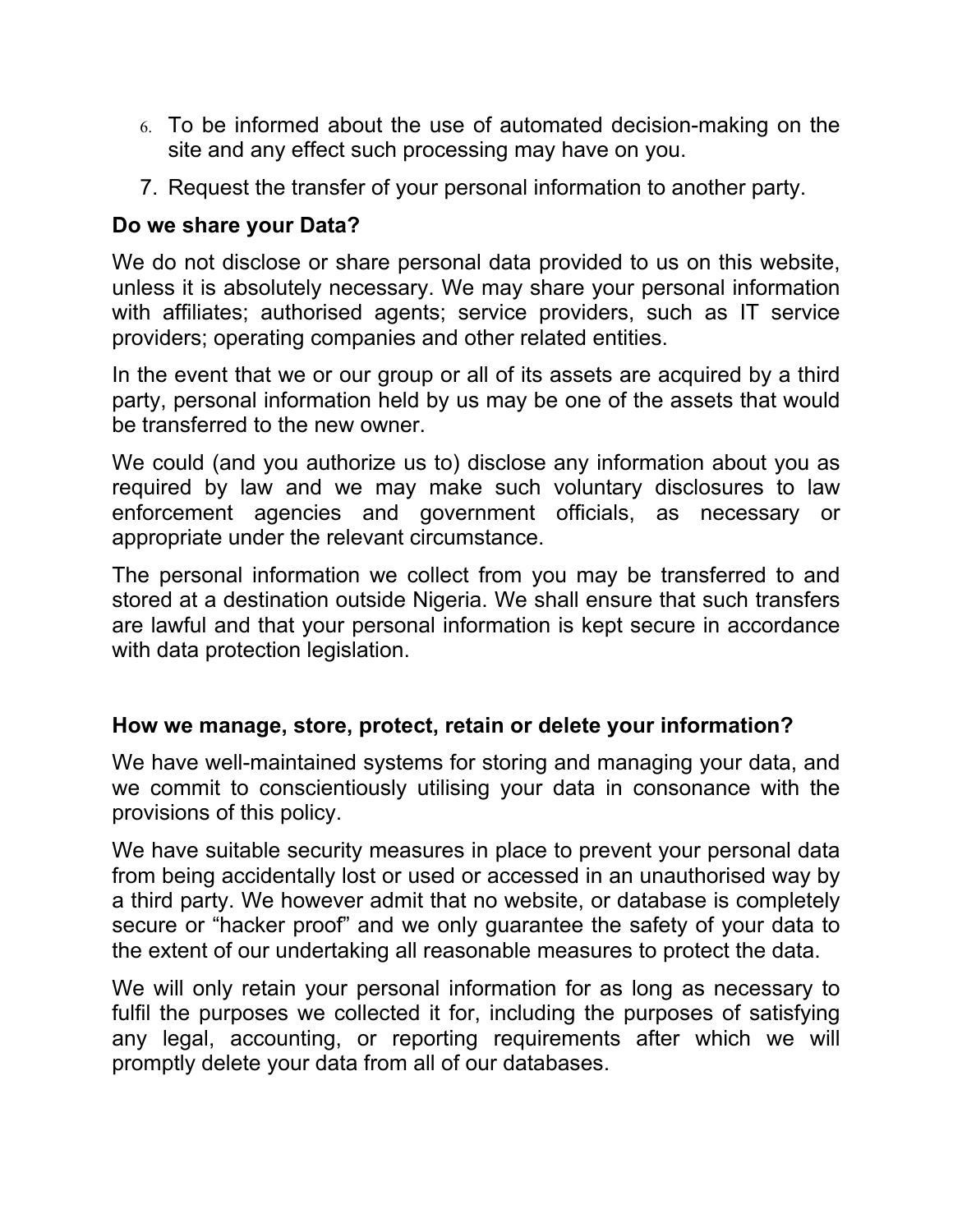6. To be informed about the use of automated decision-making on the site and any effect such processing may have on you.
7. Request the transfer of your personal information to another party.

**Do we share your Data?**

We do not disclose or share personal data provided to us on this website, unless it is absolutely necessary. We may share your personal information with affiliates; authorised agents; service providers, such as IT service providers; operating companies and other related entities.

In the event that we or our group or all of its assets are acquired by a third party, personal information held by us may be one of the assets that would be transferred to the new owner.

We could (and you authorize us to) disclose any information about you as required by law and we may make such voluntary disclosures to law enforcement agencies and government officials, as necessary or appropriate under the relevant circumstance.

The personal information we collect from you may be transferred to and stored at a destination outside Nigeria. We shall ensure that such transfers are lawful and that your personal information is kept secure in accordance with data protection legislation.

**How we manage, store, protect, retain or delete your information?**

We have well-maintained systems for storing and managing your data, and we commit to conscientiously utilising your data in consonance with the provisions of this policy.

We have suitable security measures in place to prevent your personal data from being accidentally lost or used or accessed in an unauthorised way by a third party. We however admit that no website, or database is completely secure or "hacker proof" and we only guarantee the safety of your data to the extent of our undertaking all reasonable measures to protect the data.

We will only retain your personal information for as long as necessary to fulfil the purposes we collected it for, including the purposes of satisfying any legal, accounting, or reporting requirements after which we will promptly delete your data from all of our databases.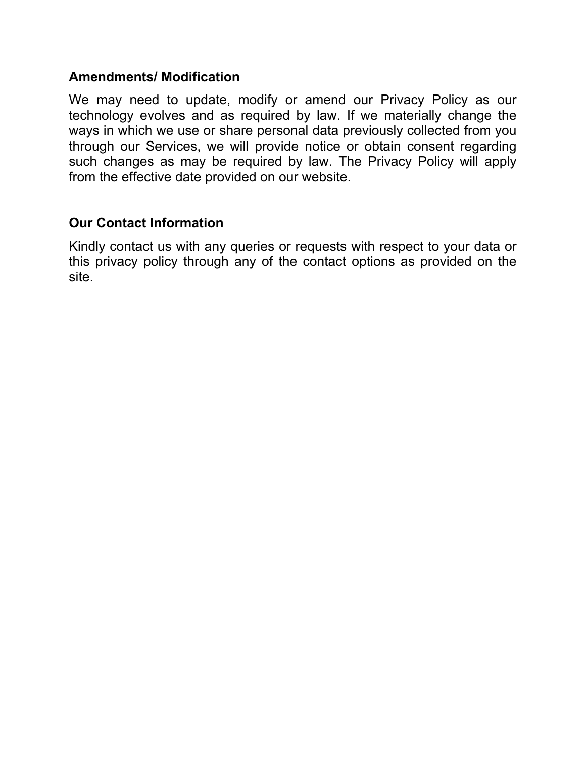## Amendments/ Modification

We may need to update, modify or amend our Privacy Policy as our technology evolves and as required by law. If we materially change the ways in which we use or share personal data previously collected from you through our Services, we will provide notice or obtain consent regarding such changes as may be required by law. The Privacy Policy will apply from the effective date provided on our website.

## Our Contact Information

Kindly contact us with any queries or requests with respect to your data or this privacy policy through any of the contact options as provided on the site.